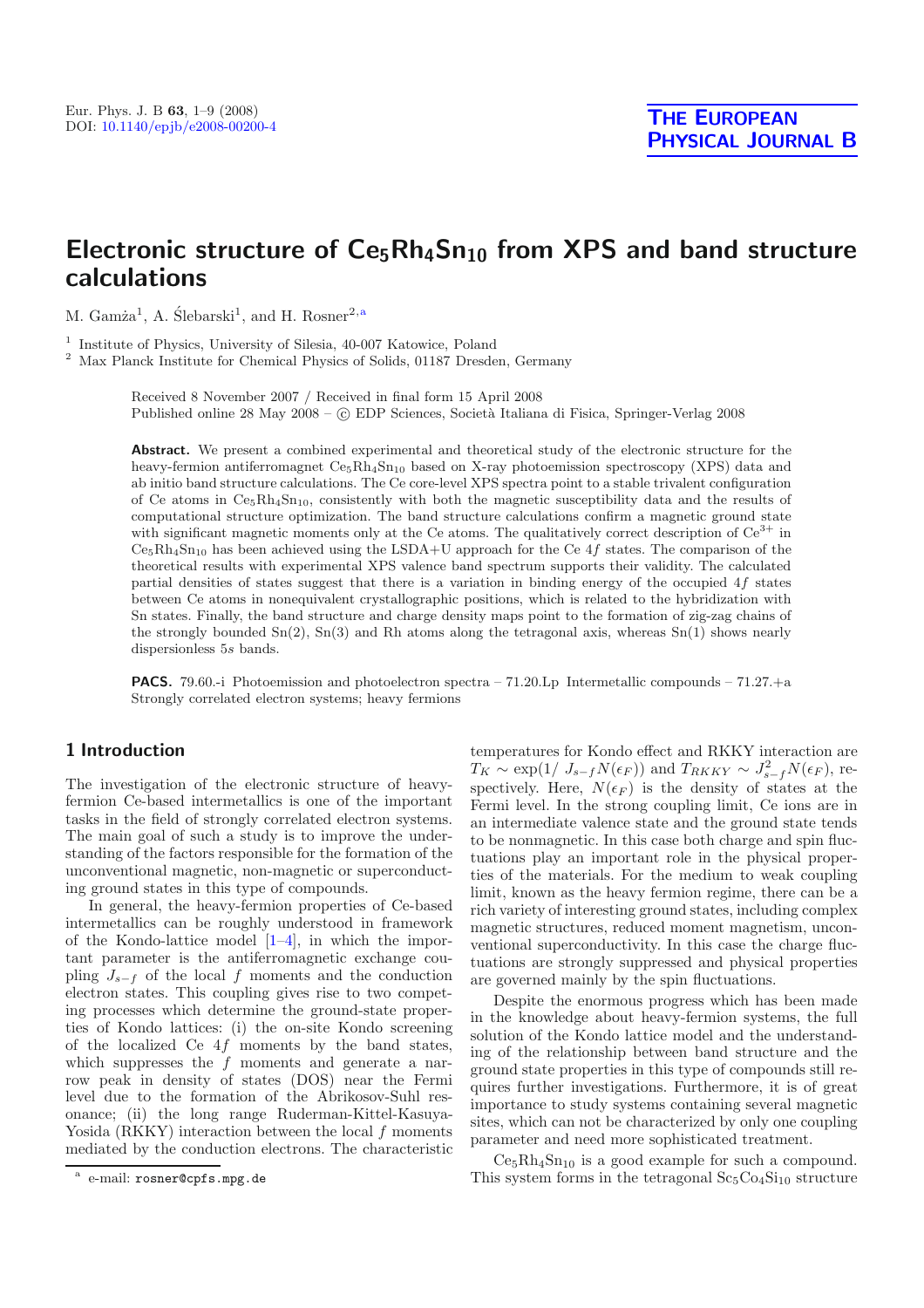# Electronic structure of $Ce_5Rh_4Sn_{10}$ from XPS and band structure calculations

M. Gamża[1], A. Ślebarski[1], and H. Rosner[2,a]

[1] Institute of Physics, University of Silesia, 40-007 Katowice, Poland

[2] Max Planck Institute for Chemical Physics of Solids, 01187 Dresden, Germany

Received 8 November 2007 / Received in final form 15 April 2008
Published online 28 May 2008 – © EDP Sciences, Società Italiana di Fisica, Springer-Verlag 2008

**Abstract.** We present a combined experimental and theoretical study of the electronic structure for the heavy-fermion antiferromagnet $Ce_5Rh_4Sn_{10}$ based on X-ray photoemission spectroscopy (XPS) data and ab initio band structure calculations. The Ce core-level XPS spectra point to a stable trivalent configuration of Ce atoms in $Ce_5Rh_4Sn_{10}$, consistently with both the magnetic susceptibility data and the results of computational structure optimization. The band structure calculations confirm a magnetic ground state with significant magnetic moments only at the Ce atoms. The qualitatively correct description of $Ce^{3+}$ in $Ce_5Rh_4Sn_{10}$ has been achieved using the LSDA+U approach for the Ce $4f$ states. The comparison of the theoretical results with experimental XPS valence band spectrum supports their validity. The calculated partial densities of states suggest that there is a variation in binding energy of the occupied $4f$ states between Ce atoms in nonequivalent crystallographic positions, which is related to the hybridization with Sn states. Finally, the band structure and charge density maps point to the formation of zig-zag chains of the strongly bounded Sn(2), Sn(3) and Rh atoms along the tetragonal axis, whereas Sn(1) shows nearly dispersionless $5s$ bands.

**PACS.** 79.60.-i Photoemission and photoelectron spectra – 71.20.Lp Intermetallic compounds – 71.27.+a Strongly correlated electron systems; heavy fermions

## 1 Introduction

The investigation of the electronic structure of heavy-fermion Ce-based intermetallics is one of the important tasks in the field of strongly correlated electron systems. The main goal of such a study is to improve the understanding of the factors responsible for the formation of the unconventional magnetic, non-magnetic or superconducting ground states in this type of compounds.

In general, the heavy-fermion properties of Ce-based intermetallics can be roughly understood in framework of the Kondo-lattice model [1–4], in which the important parameter is the antiferromagnetic exchange coupling $J_{s-f}$ of the local $f$ moments and the conduction electron states. This coupling gives rise to two competing processes which determine the ground-state properties of Kondo lattices: (i) the on-site Kondo screening of the localized Ce $4f$ moments by the band states, which suppresses the $f$ moments and generate a narrow peak in density of states (DOS) near the Fermi level due to the formation of the Abrikosov-Suhl resonance; (ii) the long range Ruderman-Kittel-Kasuya-Yosida (RKKY) interaction between the local $f$ moments mediated by the conduction electrons. The characteristic temperatures for Kondo effect and RKKY interaction are $T_K \sim \exp(1/\ J_{s-f}N(\epsilon_F))$ and $T_{RKKY} \sim J_{s-f}^2 N(\epsilon_F)$, respectively. Here, $N(\epsilon_F)$ is the density of states at the Fermi level. In the strong coupling limit, Ce ions are in an intermediate valence state and the ground state tends to be nonmagnetic. In this case both charge and spin fluctuations play an important role in the physical properties of the materials. For the medium to weak coupling limit, known as the heavy fermion regime, there can be a rich variety of interesting ground states, including complex magnetic structures, reduced moment magnetism, unconventional superconductivity. In this case the charge fluctuations are strongly suppressed and physical properties are governed mainly by the spin fluctuations.

Despite the enormous progress which has been made in the knowledge about heavy-fermion systems, the full solution of the Kondo lattice model and the understanding of the relationship between band structure and the ground state properties in this type of compounds still requires further investigations. Furthermore, it is of great importance to study systems containing several magnetic sites, which can not be characterized by only one coupling parameter and need more sophisticated treatment.

$Ce_5Rh_4Sn_{10}$ is a good example for such a compound. This system forms in the tetragonal $Sc_5Co_4Si_{10}$ structure

[a] e-mail: rosner@cpfs.mpg.de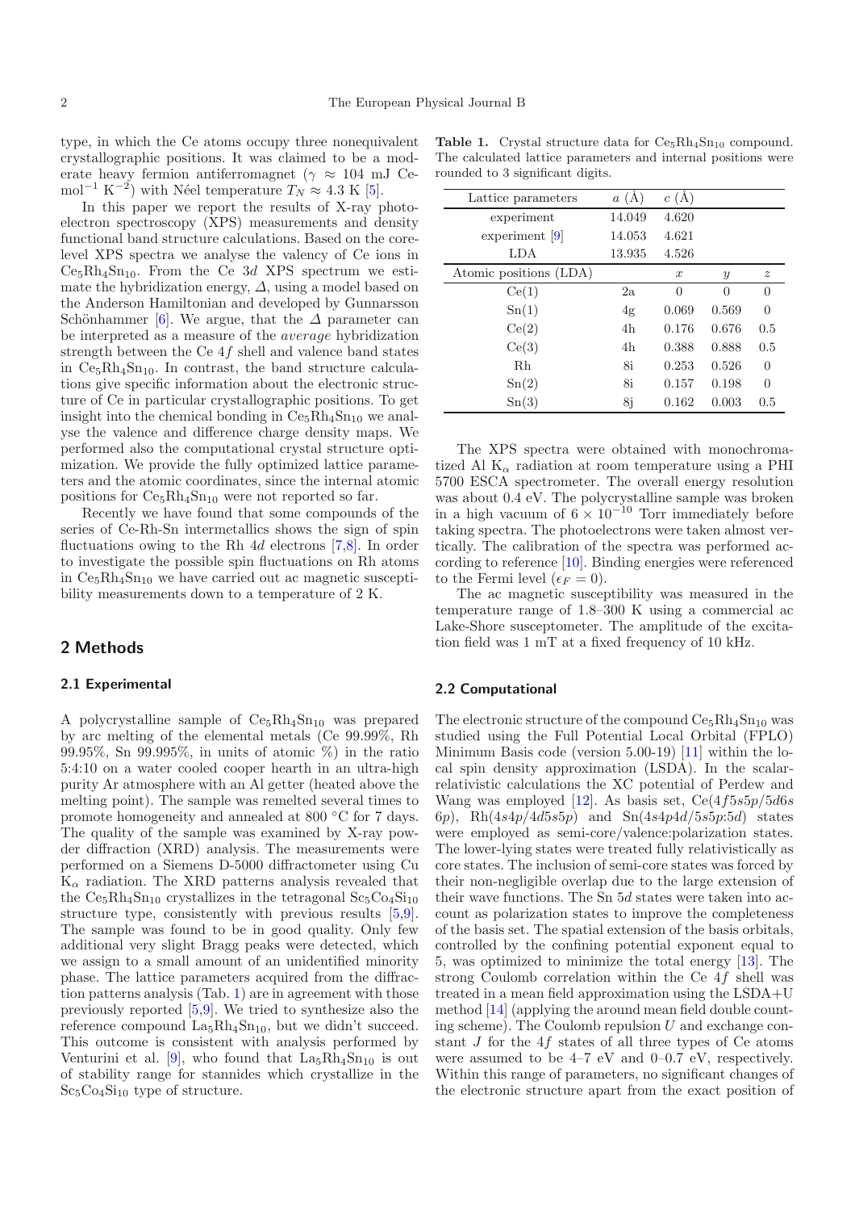type, in which the Ce atoms occupy three nonequivalent crystallographic positions. It was claimed to be a moderate heavy fermion antiferromagnet ($\gamma \approx 104$ mJ Ce-mol$^{-1}$ K$^{-2}$) with Néel temperature $T_N \approx 4.3$ K [5].

In this paper we report the results of X-ray photoelectron spectroscopy (XPS) measurements and density functional band structure calculations. Based on the core-level XPS spectra we analyse the valency of Ce ions in $Ce_5Rh_4Sn_{10}$. From the Ce 3$d$ XPS spectrum we estimate the hybridization energy, $\Delta$, using a model based on the Anderson Hamiltonian and developed by Gunnarsson Schönhammer [6]. We argue, that the $\Delta$ parameter can be interpreted as a measure of the *average* hybridization strength between the Ce 4$f$ shell and valence band states in $Ce_5Rh_4Sn_{10}$. In contrast, the band structure calculations give specific information about the electronic structure of Ce in particular crystallographic positions. To get insight into the chemical bonding in $Ce_5Rh_4Sn_{10}$ we analyse the valence and difference charge density maps. We performed also the computational crystal structure optimization. We provide the fully optimized lattice parameters and the atomic coordinates, since the internal atomic positions for $Ce_5Rh_4Sn_{10}$ were not reported so far.

Recently we have found that some compounds of the series of Ce-Rh-Sn intermetallics shows the sign of spin fluctuations owing to the Rh 4$d$ electrons [7,8]. In order to investigate the possible spin fluctuations on Rh atoms in $Ce_5Rh_4Sn_{10}$ we have carried out ac magnetic susceptibility measurements down to a temperature of 2 K.

## 2 Methods

### 2.1 Experimental

A polycrystalline sample of $Ce_5Rh_4Sn_{10}$ was prepared by arc melting of the elemental metals (Ce 99.99%, Rh 99.95%, Sn 99.995%, in units of atomic %) in the ratio 5:4:10 on a water cooled cooper hearth in an ultra-high purity Ar atmosphere with an Al getter (heated above the melting point). The sample was remelted several times to promote homogeneity and annealed at 800 °C for 7 days. The quality of the sample was examined by X-ray powder diffraction (XRD) analysis. The measurements were performed on a Siemens D-5000 diffractometer using Cu $K_\alpha$ radiation. The XRD patterns analysis revealed that the $Ce_5Rh_4Sn_{10}$ crystallizes in the tetragonal $Sc_5Co_4Si_{10}$ structure type, consistently with previous results [5,9]. The sample was found to be in good quality. Only few additional very slight Bragg peaks were detected, which we assign to a small amount of an unidentified minority phase. The lattice parameters acquired from the diffraction patterns analysis (Tab. 1) are in agreement with those previously reported [5,9]. We tried to synthesize also the reference compound $La_5Rh_4Sn_{10}$, but we didn't succeed. This outcome is consistent with analysis performed by Venturini et al. [9], who found that $La_5Rh_4Sn_{10}$ is out of stability range for stannides which crystallize in the $Sc_5Co_4Si_{10}$ type of structure.

**Table 1.** Crystal structure data for $Ce_5Rh_4Sn_{10}$ compound. The calculated lattice parameters and internal positions were rounded to 3 significant digits.

| Lattice parameters | $a$ (Å) | $c$ (Å) | | |
|---|---|---|---|---|
| experiment | 14.049 | 4.620 | | |
| experiment [9] | 14.053 | 4.621 | | |
| LDA | 13.935 | 4.526 | | |
| Atomic positions (LDA) | | $x$ | $y$ | $z$ |
| Ce(1) | 2a | 0 | 0 | 0 |
| Sn(1) | 4g | 0.069 | 0.569 | 0 |
| Ce(2) | 4h | 0.176 | 0.676 | 0.5 |
| Ce(3) | 4h | 0.388 | 0.888 | 0.5 |
| Rh | 8i | 0.253 | 0.526 | 0 |
| Sn(2) | 8i | 0.157 | 0.198 | 0 |
| Sn(3) | 8j | 0.162 | 0.003 | 0.5 |

The XPS spectra were obtained with monochromatized Al $K_\alpha$ radiation at room temperature using a PHI 5700 ESCA spectrometer. The overall energy resolution was about 0.4 eV. The polycrystalline sample was broken in a high vacuum of $6 \times 10^{-10}$ Torr immediately before taking spectra. The photoelectrons were taken almost vertically. The calibration of the spectra was performed according to reference [10]. Binding energies were referenced to the Fermi level ($\epsilon_F = 0$).

The ac magnetic susceptibility was measured in the temperature range of 1.8–300 K using a commercial ac Lake-Shore susceptometer. The amplitude of the excitation field was 1 mT at a fixed frequency of 10 kHz.

### 2.2 Computational

The electronic structure of the compound $Ce_5Rh_4Sn_{10}$ was studied using the Full Potential Local Orbital (FPLO) Minimum Basis code (version 5.00-19) [11] within the local spin density approximation (LSDA). In the scalar-relativistic calculations the XC potential of Perdew and Wang was employed [12]. As basis set, Ce(4$f$5$s$5$p$/5$d$6$s$ 6$p$), Rh(4$s$4$p$/4$d$5$s$5$p$) and Sn(4$s$4$p$4$d$/5$s$5$p$:5$d$) states were employed as semi-core/valence:polarization states. The lower-lying states were treated fully relativistically as core states. The inclusion of semi-core states was forced by their non-negligible overlap due to the large extension of their wave functions. The Sn 5$d$ states were taken into account as polarization states to improve the completeness of the basis set. The spatial extension of the basis orbitals, controlled by the confining potential exponent equal to 5, was optimized to minimize the total energy [13]. The strong Coulomb correlation within the Ce 4$f$ shell was treated in a mean field approximation using the LSDA+U method [14] (applying the around mean field double counting scheme). The Coulomb repulsion $U$ and exchange constant $J$ for the 4$f$ states of all three types of Ce atoms were assumed to be 4–7 eV and 0–0.7 eV, respectively. Within this range of parameters, no significant changes of the electronic structure apart from the exact position of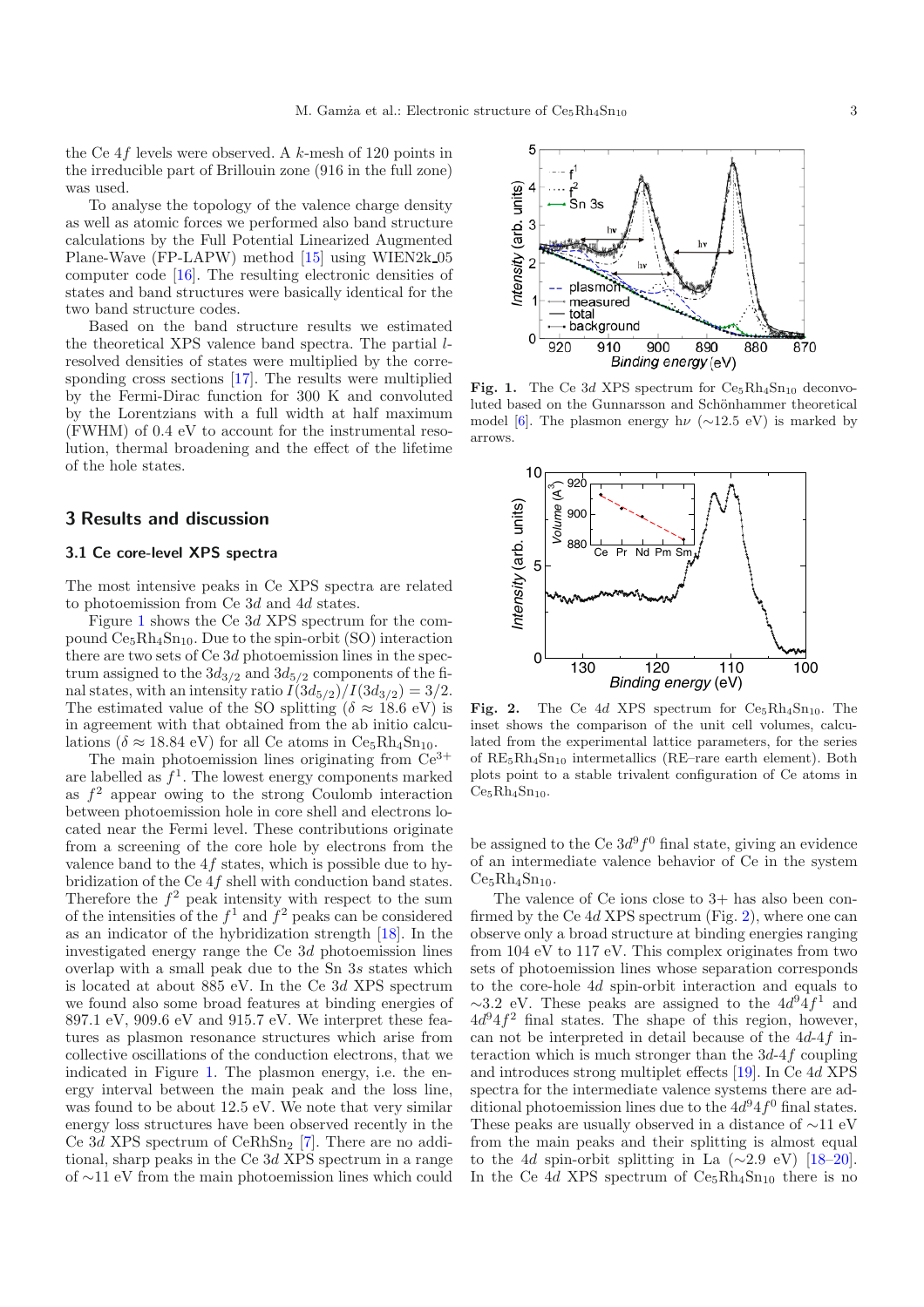the Ce 4$f$ levels were observed. A $k$-mesh of 120 points in the irreducible part of Brillouin zone (916 in the full zone) was used.

To analyse the topology of the valence charge density as well as atomic forces we performed also band structure calculations by the Full Potential Linearized Augmented Plane-Wave (FP-LAPW) method [15] using WIEN2k_05 computer code [16]. The resulting electronic densities of states and band structures were basically identical for the two band structure codes.

Based on the band structure results we estimated the theoretical XPS valence band spectra. The partial $l$-resolved densities of states were multiplied by the corresponding cross sections [17]. The results were multiplied by the Fermi-Dirac function for 300 K and convoluted by the Lorentzians with a full width at half maximum (FWHM) of 0.4 eV to account for the instrumental resolution, thermal broadening and the effect of the lifetime of the hole states.

## 3 Results and discussion

### 3.1 Ce core-level XPS spectra

The most intensive peaks in Ce XPS spectra are related to photoemission from Ce 3$d$ and 4$d$ states.

Figure 1 shows the Ce 3$d$ XPS spectrum for the compound $Ce_5Rh_4Sn_{10}$. Due to the spin-orbit (SO) interaction there are two sets of Ce 3$d$ photoemission lines in the spectrum assigned to the $3d_{3/2}$ and $3d_{5/2}$ components of the final states, with an intensity ratio $I(3d_{5/2})/I(3d_{3/2}) = 3/2$. The estimated value of the SO splitting ($\delta \approx 18.6$ eV) is in agreement with that obtained from the ab initio calculations ($\delta \approx 18.84$ eV) for all Ce atoms in $Ce_5Rh_4Sn_{10}$.

The main photoemission lines originating from $Ce^{3+}$ are labelled as $f^1$. The lowest energy components marked as $f^2$ appear owing to the strong Coulomb interaction between photoemission hole in core shell and electrons located near the Fermi level. These contributions originate from a screening of the core hole by electrons from the valence band to the 4$f$ states, which is possible due to hybridization of the Ce 4$f$ shell with conduction band states. Therefore the $f^2$ peak intensity with respect to the sum of the intensities of the $f^1$ and $f^2$ peaks can be considered as an indicator of the hybridization strength [18]. In the investigated energy range the Ce 3$d$ photoemission lines overlap with a small peak due to the Sn 3$s$ states which is located at about 885 eV. In the Ce 3$d$ XPS spectrum we found also some broad features at binding energies of 897.1 eV, 909.6 eV and 915.7 eV. We interpret these features as plasmon resonance structures which arise from collective oscillations of the conduction electrons, that we indicated in Figure 1. The plasmon energy, i.e. the energy interval between the main peak and the loss line, was found to be about 12.5 eV. We note that very similar energy loss structures have been observed recently in the Ce 3$d$ XPS spectrum of $CeRhSn_2$ [7]. There are no additional, sharp peaks in the Ce 3$d$ XPS spectrum in a range of ~11 eV from the main photoemission lines which could be assigned to the Ce $3d^9f^0$ final state, giving an evidence of an intermediate valence behavior of Ce in the system $Ce_5Rh_4Sn_{10}$.

**Fig. 1.** The Ce 3$d$ XPS spectrum for $Ce_5Rh_4Sn_{10}$ deconvoluted based on the Gunnarsson and Schönhammer theoretical model [6]. The plasmon energy h$\nu$ (~12.5 eV) is marked by arrows.

**Fig. 2.** The Ce 4$d$ XPS spectrum for $Ce_5Rh_4Sn_{10}$. The inset shows the comparison of the unit cell volumes, calculated from the experimental lattice parameters, for the series of $RE_5Rh_4Sn_{10}$ intermetallics (RE–rare earth element). Both plots point to a stable trivalent configuration of Ce atoms in $Ce_5Rh_4Sn_{10}$.

The valence of Ce ions close to 3+ has also been confirmed by the Ce 4$d$ XPS spectrum (Fig. 2), where one can observe only a broad structure at binding energies ranging from 104 eV to 117 eV. This complex originates from two sets of photoemission lines whose separation corresponds to the core-hole 4$d$ spin-orbit interaction and equals to ~3.2 eV. These peaks are assigned to the $4d^94f^1$ and $4d^94f^2$ final states. The shape of this region, however, can not be interpreted in detail because of the 4$d$-4$f$ interaction which is much stronger than the 3$d$-4$f$ coupling and introduces strong multiplet effects [19]. In Ce 4$d$ XPS spectra for the intermediate valence systems there are additional photoemission lines due to the $4d^94f^0$ final states. These peaks are usually observed in a distance of ~11 eV from the main peaks and their splitting is almost equal to the 4$d$ spin-orbit splitting in La (~2.9 eV) [18–20]. In the Ce 4$d$ XPS spectrum of $Ce_5Rh_4Sn_{10}$ there is no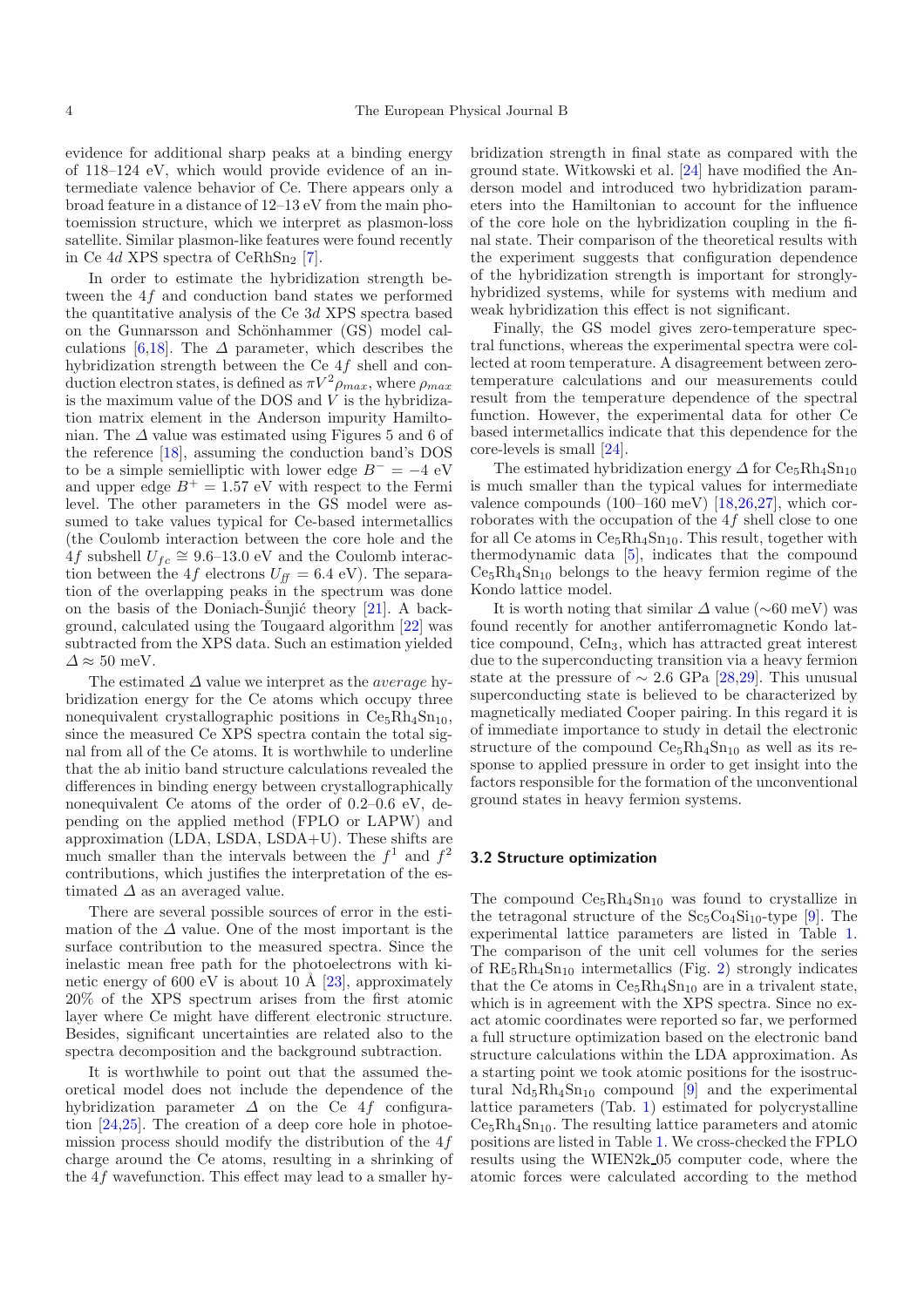evidence for additional sharp peaks at a binding energy of 118–124 eV, which would provide evidence of an intermediate valence behavior of Ce. There appears only a broad feature in a distance of 12–13 eV from the main photoemission structure, which we interpret as plasmon-loss satellite. Similar plasmon-like features were found recently in Ce 4*d* XPS spectra of $CeRhSn_2$ [7].

In order to estimate the hybridization strength between the 4*f* and conduction band states we performed the quantitative analysis of the Ce 3*d* XPS spectra based on the Gunnarsson and Schönhammer (GS) model calculations [6,18]. The $\Delta$ parameter, which describes the hybridization strength between the Ce 4*f* shell and conduction electron states, is defined as $\pi V^2 \rho_{max}$, where $\rho_{max}$ is the maximum value of the DOS and $V$ is the hybridization matrix element in the Anderson impurity Hamiltonian. The $\Delta$ value was estimated using Figures 5 and 6 of the reference [18], assuming the conduction band's DOS to be a simple semielliptic with lower edge $B^- = -4$ eV and upper edge $B^+ = 1.57$ eV with respect to the Fermi level. The other parameters in the GS model were assumed to take values typical for Ce-based intermetallics (the Coulomb interaction between the core hole and the 4*f* subshell $U_{fc} \cong 9.6$–$13.0$ eV and the Coulomb interaction between the 4*f* electrons $U_{ff} = 6.4$ eV). The separation of the overlapping peaks in the spectrum was done on the basis of the Doniach-Šunjić theory [21]. A background, calculated using the Tougaard algorithm [22] was subtracted from the XPS data. Such an estimation yielded $\Delta \approx 50$ meV.

The estimated $\Delta$ value we interpret as the *average* hybridization energy for the Ce atoms which occupy three nonequivalent crystallographic positions in $Ce_5Rh_4Sn_{10}$, since the measured Ce XPS spectra contain the total signal from all of the Ce atoms. It is worthwhile to underline that the ab initio band structure calculations revealed the differences in binding energy between crystallographically nonequivalent Ce atoms of the order of 0.2–0.6 eV, depending on the applied method (FPLO or LAPW) and approximation (LDA, LSDA, LSDA+U). These shifts are much smaller than the intervals between the $f^1$ and $f^2$ contributions, which justifies the interpretation of the estimated $\Delta$ as an averaged value.

There are several possible sources of error in the estimation of the $\Delta$ value. One of the most important is the surface contribution to the measured spectra. Since the inelastic mean free path for the photoelectrons with kinetic energy of 600 eV is about 10 Å [23], approximately 20% of the XPS spectrum arises from the first atomic layer where Ce might have different electronic structure. Besides, significant uncertainties are related also to the spectra decomposition and the background subtraction.

It is worthwhile to point out that the assumed theoretical model does not include the dependence of the hybridization parameter $\Delta$ on the Ce 4*f* configuration [24,25]. The creation of a deep core hole in photoemission process should modify the distribution of the 4*f* charge around the Ce atoms, resulting in a shrinking of the 4*f* wavefunction. This effect may lead to a smaller hybridization strength in final state as compared with the ground state. Witkowski et al. [24] have modified the Anderson model and introduced two hybridization parameters into the Hamiltonian to account for the influence of the core hole on the hybridization coupling in the final state. Their comparison of the theoretical results with the experiment suggests that configuration dependence of the hybridization strength is important for strongly-hybridized systems, while for systems with medium and weak hybridization this effect is not significant.

Finally, the GS model gives zero-temperature spectral functions, whereas the experimental spectra were collected at room temperature. A disagreement between zero-temperature calculations and our measurements could result from the temperature dependence of the spectral function. However, the experimental data for other Ce based intermetallics indicate that this dependence for the core-levels is small [24].

The estimated hybridization energy $\Delta$ for $Ce_5Rh_4Sn_{10}$ is much smaller than the typical values for intermediate valence compounds (100–160 meV) [18,26,27], which corroborates with the occupation of the 4*f* shell close to one for all Ce atoms in $Ce_5Rh_4Sn_{10}$. This result, together with thermodynamic data [5], indicates that the compound $Ce_5Rh_4Sn_{10}$ belongs to the heavy fermion regime of the Kondo lattice model.

It is worth noting that similar $\Delta$ value (~60 meV) was found recently for another antiferromagnetic Kondo lattice compound, $CeIn_3$, which has attracted great interest due to the superconducting transition via a heavy fermion state at the pressure of ~ 2.6 GPa [28,29]. This unusual superconducting state is believed to be characterized by magnetically mediated Cooper pairing. In this regard it is of immediate importance to study in detail the electronic structure of the compound $Ce_5Rh_4Sn_{10}$ as well as its response to applied pressure in order to get insight into the factors responsible for the formation of the unconventional ground states in heavy fermion systems.

### 3.2 Structure optimization

The compound $Ce_5Rh_4Sn_{10}$ was found to crystallize in the tetragonal structure of the $Sc_5Co_4Si_{10}$-type [9]. The experimental lattice parameters are listed in Table 1. The comparison of the unit cell volumes for the series of $RE_5Rh_4Sn_{10}$ intermetallics (Fig. 2) strongly indicates that the Ce atoms in $Ce_5Rh_4Sn_{10}$ are in a trivalent state, which is in agreement with the XPS spectra. Since no exact atomic coordinates were reported so far, we performed a full structure optimization based on the electronic band structure calculations within the LDA approximation. As a starting point we took atomic positions for the isostructural $Nd_5Rh_4Sn_{10}$ compound [9] and the experimental lattice parameters (Tab. 1) estimated for polycrystalline $Ce_5Rh_4Sn_{10}$. The resulting lattice parameters and atomic positions are listed in Table 1. We cross-checked the FPLO results using the WIEN2k_05 computer code, where the atomic forces were calculated according to the method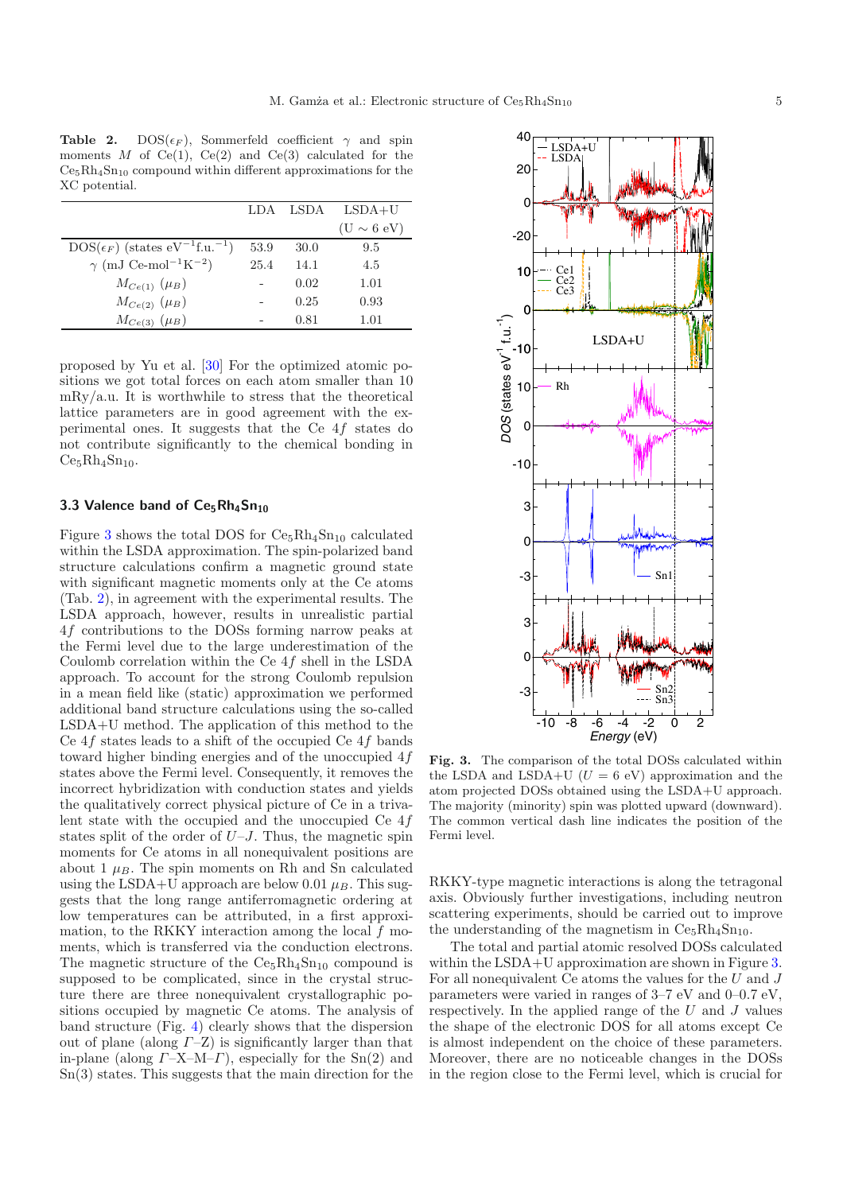**Table 2.** DOS($\epsilon_F$), Sommerfeld coefficient $\gamma$ and spin moments $M$ of Ce(1), Ce(2) and Ce(3) calculated for the $Ce_5Rh_4Sn_{10}$ compound within different approximations for the XC potential.

| | LDA | LSDA | LSDA+U (U $\sim$ 6 eV) |
|---|---|---|---|
| DOS($\epsilon_F$) (states eV$^{-1}$f.u.$^{-1}$) | 53.9 | 30.0 | 9.5 |
| $\gamma$ (mJ Ce-mol$^{-1}$K$^{-2}$) | 25.4 | 14.1 | 4.5 |
| $M_{Ce(1)}$ ($\mu_B$) | - | 0.02 | 1.01 |
| $M_{Ce(2)}$ ($\mu_B$) | - | 0.25 | 0.93 |
| $M_{Ce(3)}$ ($\mu_B$) | - | 0.81 | 1.01 |

proposed by Yu et al. [30] For the optimized atomic positions we got total forces on each atom smaller than 10 mRy/a.u. It is worthwhile to stress that the theoretical lattice parameters are in good agreement with the experimental ones. It suggests that the Ce $4f$ states do not contribute significantly to the chemical bonding in $Ce_5Rh_4Sn_{10}$.

### 3.3 Valence band of $Ce_5Rh_4Sn_{10}$

Figure 3 shows the total DOS for $Ce_5Rh_4Sn_{10}$ calculated within the LSDA approximation. The spin-polarized band structure calculations confirm a magnetic ground state with significant magnetic moments only at the Ce atoms (Tab. 2), in agreement with the experimental results. The LSDA approach, however, results in unrealistic partial $4f$ contributions to the DOSs forming narrow peaks at the Fermi level due to the large underestimation of the Coulomb correlation within the Ce $4f$ shell in the LSDA approach. To account for the strong Coulomb repulsion in a mean field like (static) approximation we performed additional band structure calculations using the so-called LSDA+U method. The application of this method to the Ce $4f$ states leads to a shift of the occupied Ce $4f$ bands toward higher binding energies and of the unoccupied $4f$ states above the Fermi level. Consequently, it removes the incorrect hybridization with conduction states and yields the qualitatively correct physical picture of Ce in a trivalent state with the occupied and the unoccupied Ce $4f$ states split of the order of $U$–$J$. Thus, the magnetic spin moments for Ce atoms in all nonequivalent positions are about 1 $\mu_B$. The spin moments on Rh and Sn calculated using the LSDA+U approach are below 0.01 $\mu_B$. This suggests that the long range antiferromagnetic ordering at low temperatures can be attributed, in a first approximation, to the RKKY interaction among the local $f$ moments, which is transferred via the conduction electrons. The magnetic structure of the $Ce_5Rh_4Sn_{10}$ compound is supposed to be complicated, since in the crystal structure there are three nonequivalent crystallographic positions occupied by magnetic Ce atoms. The analysis of band structure (Fig. 4) clearly shows that the dispersion out of plane (along $\Gamma$–Z) is significantly larger than that in-plane (along $\Gamma$–X–M–$\Gamma$), especially for the Sn(2) and Sn(3) states. This suggests that the main direction for the RKKY-type magnetic interactions is along the tetragonal axis. Obviously further investigations, including neutron scattering experiments, should be carried out to improve the understanding of the magnetism in $Ce_5Rh_4Sn_{10}$.

**Fig. 3.** The comparison of the total DOSs calculated within the LSDA and LSDA+U ($U = 6$ eV) approximation and the atom projected DOSs obtained using the LSDA+U approach. The majority (minority) spin was plotted upward (downward). The common vertical dash line indicates the position of the Fermi level.

The total and partial atomic resolved DOSs calculated within the LSDA+U approximation are shown in Figure 3. For all nonequivalent Ce atoms the values for the $U$ and $J$ parameters were varied in ranges of 3–7 eV and 0–0.7 eV, respectively. In the applied range of the $U$ and $J$ values the shape of the electronic DOS for all atoms except Ce is almost independent on the choice of these parameters. Moreover, there are no noticeable changes in the DOSs in the region close to the Fermi level, which is crucial for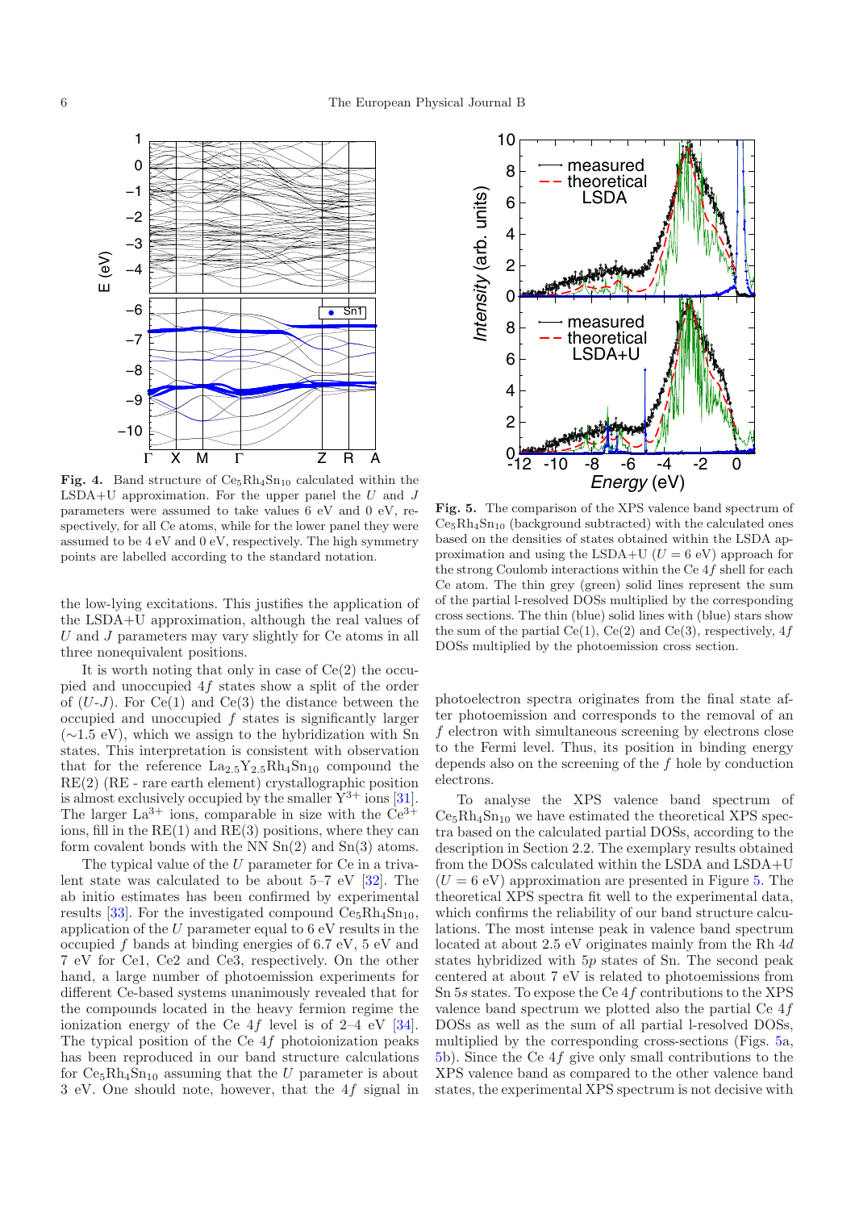**Fig. 4.** Band structure of $Ce_5Rh_4Sn_{10}$ calculated within the LSDA+U approximation. For the upper panel the $U$ and $J$ parameters were assumed to take values 6 eV and 0 eV, respectively, for all Ce atoms, while for the lower panel they were assumed to be 4 eV and 0 eV, respectively. The high symmetry points are labelled according to the standard notation.

**Fig. 5.** The comparison of the XPS valence band spectrum of $Ce_5Rh_4Sn_{10}$ (background subtracted) with the calculated ones based on the densities of states obtained within the LSDA approximation and using the LSDA+U ($U = 6$ eV) approach for the strong Coulomb interactions within the Ce $4f$ shell for each Ce atom. The thin grey (green) solid lines represent the sum of the partial l-resolved DOSs multiplied by the corresponding cross sections. The thin (blue) solid lines with (blue) stars show the sum of the partial Ce(1), Ce(2) and Ce(3), respectively, $4f$ DOSs multiplied by the photoemission cross section.

the low-lying excitations. This justifies the application of the LSDA+U approximation, although the real values of $U$ and $J$ parameters may vary slightly for Ce atoms in all three nonequivalent positions.

It is worth noting that only in case of Ce(2) the occupied and unoccupied $4f$ states show a split of the order of ($U$-$J$). For Ce(1) and Ce(3) the distance between the occupied and unoccupied $f$ states is significantly larger (∼1.5 eV), which we assign to the hybridization with Sn states. This interpretation is consistent with observation that for the reference $La_{2.5}Y_{2.5}Rh_4Sn_{10}$ compound the RE(2) (RE - rare earth element) crystallographic position is almost exclusively occupied by the smaller $Y^{3+}$ ions [31]. The larger $La^{3+}$ ions, comparable in size with the $Ce^{3+}$ ions, fill in the RE(1) and RE(3) positions, where they can form covalent bonds with the NN Sn(2) and Sn(3) atoms.

The typical value of the $U$ parameter for Ce in a trivalent state was calculated to be about 5–7 eV [32]. The ab initio estimates has been confirmed by experimental results [33]. For the investigated compound $Ce_5Rh_4Sn_{10}$, application of the $U$ parameter equal to 6 eV results in the occupied $f$ bands at binding energies of 6.7 eV, 5 eV and 7 eV for Ce1, Ce2 and Ce3, respectively. On the other hand, a large number of photoemission experiments for different Ce-based systems unanimously revealed that for the compounds located in the heavy fermion regime the ionization energy of the Ce $4f$ level is of 2–4 eV [34]. The typical position of the Ce $4f$ photoionization peaks has been reproduced in our band structure calculations for $Ce_5Rh_4Sn_{10}$ assuming that the $U$ parameter is about 3 eV. One should note, however, that the $4f$ signal in photoelectron spectra originates from the final state after photoemission and corresponds to the removal of an $f$ electron with simultaneous screening by electrons close to the Fermi level. Thus, its position in binding energy depends also on the screening of the $f$ hole by conduction electrons.

To analyse the XPS valence band spectrum of $Ce_5Rh_4Sn_{10}$ we have estimated the theoretical XPS spectra based on the calculated partial DOSs, according to the description in Section 2.2. The exemplary results obtained from the DOSs calculated within the LSDA and LSDA+U ($U = 6$ eV) approximation are presented in Figure 5. The theoretical XPS spectra fit well to the experimental data, which confirms the reliability of our band structure calculations. The most intense peak in valence band spectrum located at about 2.5 eV originates mainly from the Rh $4d$ states hybridized with $5p$ states of Sn. The second peak centered at about 7 eV is related to photoemissions from Sn $5s$ states. To expose the Ce $4f$ contributions to the XPS valence band spectrum we plotted also the partial Ce $4f$ DOSs as well as the sum of all partial l-resolved DOSs, multiplied by the corresponding cross-sections (Figs. 5a, 5b). Since the Ce $4f$ give only small contributions to the XPS valence band as compared to the other valence band states, the experimental XPS spectrum is not decisive with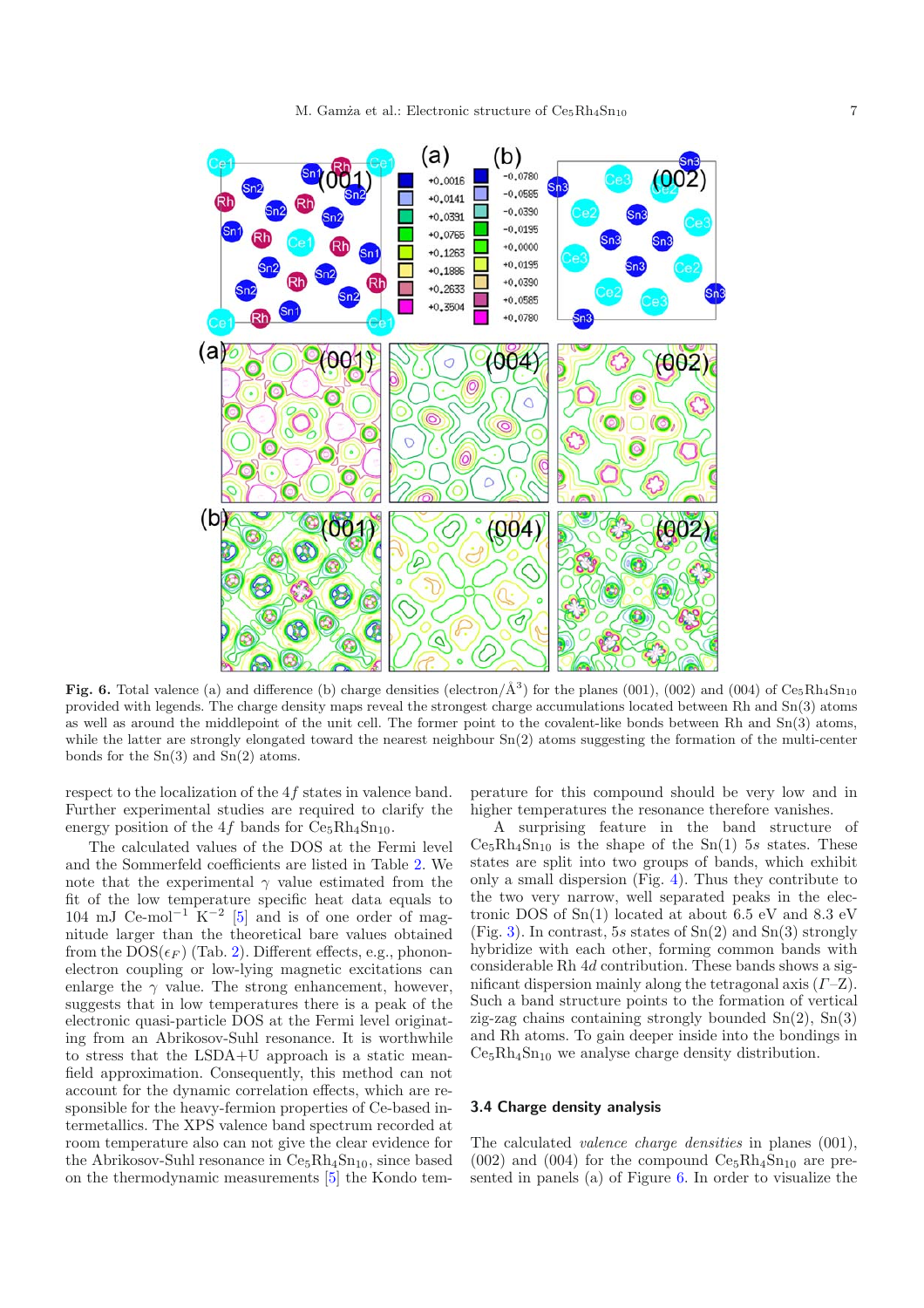**Fig. 6.** Total valence (a) and difference (b) charge densities (electron/Å$^3$) for the planes (001), (002) and (004) of $Ce_5Rh_4Sn_{10}$ provided with legends. The charge density maps reveal the strongest charge accumulations located between Rh and Sn(3) atoms as well as around the middlepoint of the unit cell. The former point to the covalent-like bonds between Rh and Sn(3) atoms, while the latter are strongly elongated toward the nearest neighbour Sn(2) atoms suggesting the formation of the multi-center bonds for the Sn(3) and Sn(2) atoms.

respect to the localization of the $4f$ states in valence band. Further experimental studies are required to clarify the energy position of the $4f$ bands for $Ce_5Rh_4Sn_{10}$.

The calculated values of the DOS at the Fermi level and the Sommerfeld coefficients are listed in Table 2. We note that the experimental $\gamma$ value estimated from the fit of the low temperature specific heat data equals to 104 mJ Ce-mol$^{-1}$ K$^{-2}$ [5] and is of one order of magnitude larger than the theoretical bare values obtained from the DOS($\epsilon_F$) (Tab. 2). Different effects, e.g., phonon-electron coupling or low-lying magnetic excitations can enlarge the $\gamma$ value. The strong enhancement, however, suggests that in low temperatures there is a peak of the electronic quasi-particle DOS at the Fermi level originating from an Abrikosov-Suhl resonance. It is worthwhile to stress that the LSDA+U approach is a static mean-field approximation. Consequently, this method can not account for the dynamic correlation effects, which are responsible for the heavy-fermion properties of Ce-based intermetallics. The XPS valence band spectrum recorded at room temperature also can not give the clear evidence for the Abrikosov-Suhl resonance in $Ce_5Rh_4Sn_{10}$, since based on the thermodynamic measurements [5] the Kondo temperature for this compound should be very low and in higher temperatures the resonance therefore vanishes.

A surprising feature in the band structure of $Ce_5Rh_4Sn_{10}$ is the shape of the Sn(1) $5s$ states. These states are split into two groups of bands, which exhibit only a small dispersion (Fig. 4). Thus they contribute to the two very narrow, well separated peaks in the electronic DOS of Sn(1) located at about 6.5 eV and 8.3 eV (Fig. 3). In contrast, $5s$ states of Sn(2) and Sn(3) strongly hybridize with each other, forming common bands with considerable Rh $4d$ contribution. These bands shows a significant dispersion mainly along the tetragonal axis ($\Gamma$–Z). Such a band structure points to the formation of vertical zig-zag chains containing strongly bounded Sn(2), Sn(3) and Rh atoms. To gain deeper inside into the bondings in $Ce_5Rh_4Sn_{10}$ we analyse charge density distribution.

### 3.4 Charge density analysis

The calculated *valence charge densities* in planes (001), (002) and (004) for the compound $Ce_5Rh_4Sn_{10}$ are presented in panels (a) of Figure 6. In order to visualize the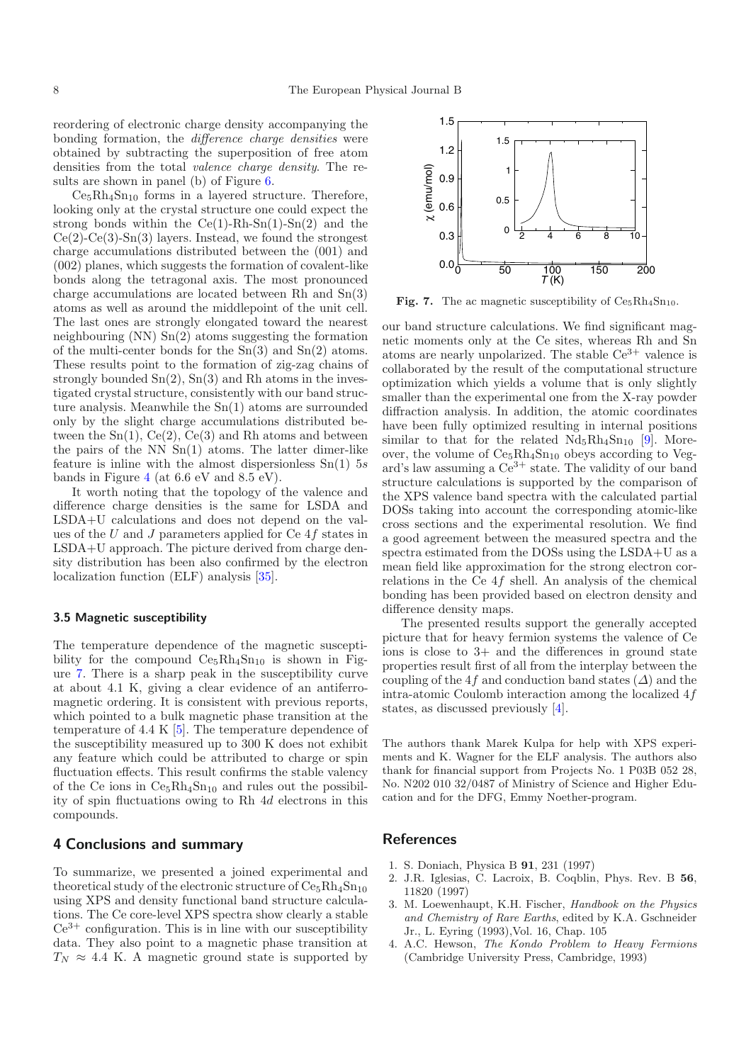reordering of electronic charge density accompanying the bonding formation, the *difference charge densities* were obtained by subtracting the superposition of free atom densities from the total *valence charge density*. The results are shown in panel (b) of Figure 6.

$Ce_5Rh_4Sn_{10}$ forms in a layered structure. Therefore, looking only at the crystal structure one could expect the strong bonds within the Ce(1)-Rh-Sn(1)-Sn(2) and the Ce(2)-Ce(3)-Sn(3) layers. Instead, we found the strongest charge accumulations distributed between the (001) and (002) planes, which suggests the formation of covalent-like bonds along the tetragonal axis. The most pronounced charge accumulations are located between Rh and Sn(3) atoms as well as around the middlepoint of the unit cell. The last ones are strongly elongated toward the nearest neighbouring (NN) Sn(2) atoms suggesting the formation of the multi-center bonds for the Sn(3) and Sn(2) atoms. These results point to the formation of zig-zag chains of strongly bounded Sn(2), Sn(3) and Rh atoms in the investigated crystal structure, consistently with our band structure analysis. Meanwhile the Sn(1) atoms are surrounded only by the slight charge accumulations distributed between the Sn(1), Ce(2), Ce(3) and Rh atoms and between the pairs of the NN Sn(1) atoms. The latter dimer-like feature is inline with the almost dispersionless Sn(1) 5*s* bands in Figure 4 (at 6.6 eV and 8.5 eV).

It worth noting that the topology of the valence and difference charge densities is the same for LSDA and LSDA+U calculations and does not depend on the values of the $U$ and $J$ parameters applied for Ce 4$f$ states in LSDA+U approach. The picture derived from charge density distribution has been also confirmed by the electron localization function (ELF) analysis [35].

### 3.5 Magnetic susceptibility

The temperature dependence of the magnetic susceptibility for the compound $Ce_5Rh_4Sn_{10}$ is shown in Figure 7. There is a sharp peak in the susceptibility curve at about 4.1 K, giving a clear evidence of an antiferromagnetic ordering. It is consistent with previous reports, which pointed to a bulk magnetic phase transition at the temperature of 4.4 K [5]. The temperature dependence of the susceptibility measured up to 300 K does not exhibit any feature which could be attributed to charge or spin fluctuation effects. This result confirms the stable valency of the Ce ions in $Ce_5Rh_4Sn_{10}$ and rules out the possibility of spin fluctuations owing to Rh 4$d$ electrons in this compounds.

**Fig. 7.** The ac magnetic susceptibility of $Ce_5Rh_4Sn_{10}$.

## 4 Conclusions and summary

To summarize, we presented a joined experimental and theoretical study of the electronic structure of $Ce_5Rh_4Sn_{10}$ using XPS and density functional band structure calculations. The Ce core-level XPS spectra show clearly a stable $Ce^{3+}$ configuration. This is in line with our susceptibility data. They also point to a magnetic phase transition at $T_N \approx 4.4$ K. A magnetic ground state is supported by our band structure calculations. We find significant magnetic moments only at the Ce sites, whereas Rh and Sn atoms are nearly unpolarized. The stable $Ce^{3+}$ valence is collaborated by the result of the computational structure optimization which yields a volume that is only slightly smaller than the experimental one from the X-ray powder diffraction analysis. In addition, the atomic coordinates have been fully optimized resulting in internal positions similar to that for the related $Nd_5Rh_4Sn_{10}$ [9]. Moreover, the volume of $Ce_5Rh_4Sn_{10}$ obeys according to Vegard's law assuming a $Ce^{3+}$ state. The validity of our band structure calculations is supported by the comparison of the XPS valence band spectra with the calculated partial DOSs taking into account the corresponding atomic-like cross sections and the experimental resolution. We find a good agreement between the measured spectra and the spectra estimated from the DOSs using the LSDA+U as a mean field like approximation for the strong electron correlations in the Ce 4$f$ shell. An analysis of the chemical bonding has been provided based on electron density and difference density maps.

The presented results support the generally accepted picture that for heavy fermion systems the valence of Ce ions is close to 3+ and the differences in ground state properties result first of all from the interplay between the coupling of the 4$f$ and conduction band states ($\Delta$) and the intra-atomic Coulomb interaction among the localized 4$f$ states, as discussed previously [4].

The authors thank Marek Kulpa for help with XPS experiments and K. Wagner for the ELF analysis. The authors also thank for financial support from Projects No. 1 P03B 052 28, No. N202 010 32/0487 of Ministry of Science and Higher Education and for the DFG, Emmy Noether-program.

## References

1. S. Doniach, Physica B **91**, 231 (1997)
2. J.R. Iglesias, C. Lacroix, B. Coqblin, Phys. Rev. B **56**, 11820 (1997)
3. M. Loewenhaupt, K.H. Fischer, *Handbook on the Physics and Chemistry of Rare Earths*, edited by K.A. Gschneider Jr., L. Eyring (1993),Vol. 16, Chap. 105
4. A.C. Hewson, *The Kondo Problem to Heavy Fermions* (Cambridge University Press, Cambridge, 1993)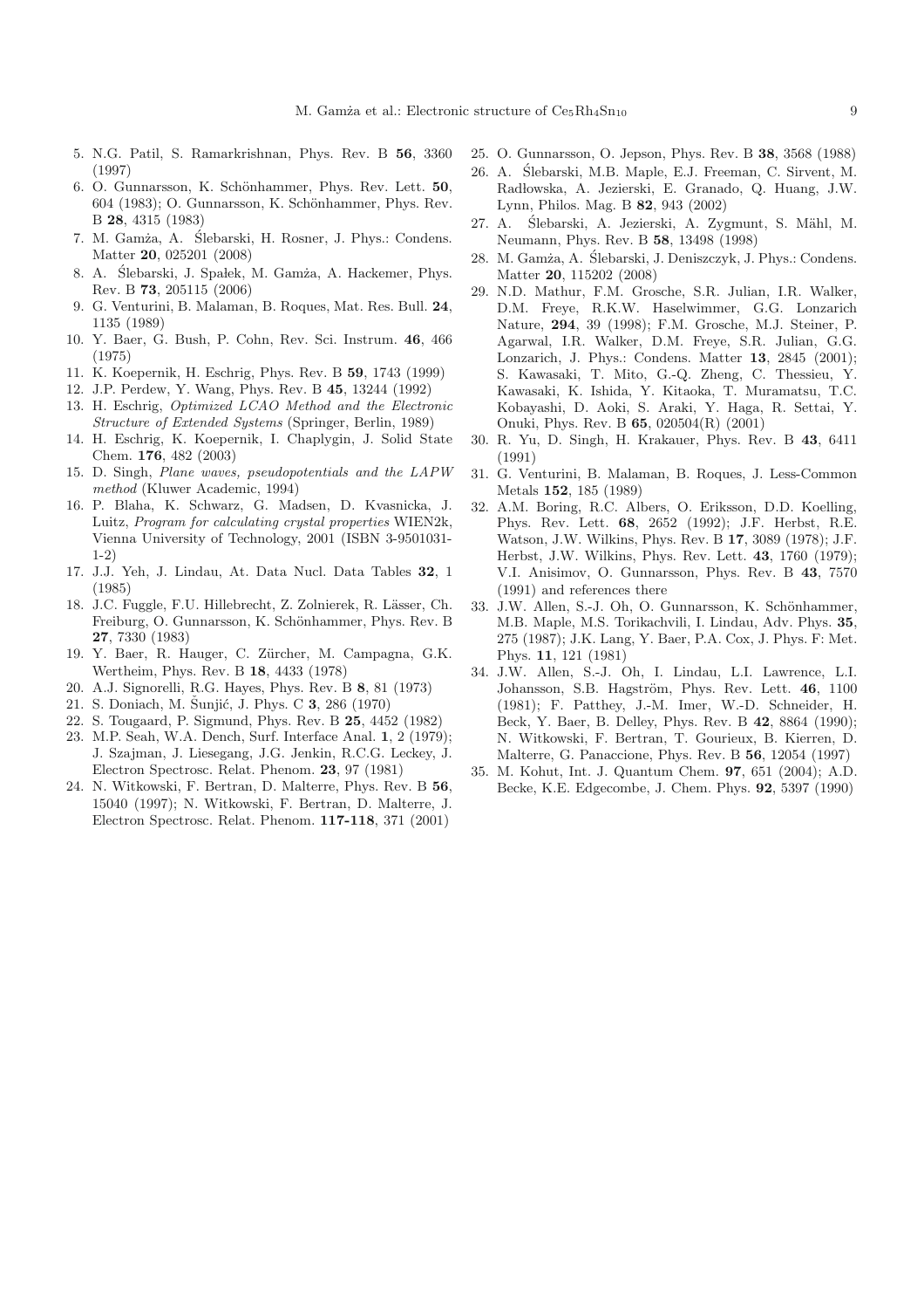5. N.G. Patil, S. Ramarkrishnan, Phys. Rev. B **56**, 3360 (1997)
6. O. Gunnarsson, K. Schönhammer, Phys. Rev. Lett. **50**, 604 (1983); O. Gunnarsson, K. Schönhammer, Phys. Rev. B **28**, 4315 (1983)
7. M. Gamża, A. Ślebarski, H. Rosner, J. Phys.: Condens. Matter **20**, 025201 (2008)
8. A. Ślebarski, J. Spałek, M. Gamża, A. Hackemer, Phys. Rev. B **73**, 205115 (2006)
9. G. Venturini, B. Malaman, B. Roques, Mat. Res. Bull. **24**, 1135 (1989)
10. Y. Baer, G. Bush, P. Cohn, Rev. Sci. Instrum. **46**, 466 (1975)
11. K. Koepernik, H. Eschrig, Phys. Rev. B **59**, 1743 (1999)
12. J.P. Perdew, Y. Wang, Phys. Rev. B **45**, 13244 (1992)
13. H. Eschrig, *Optimized LCAO Method and the Electronic Structure of Extended Systems* (Springer, Berlin, 1989)
14. H. Eschrig, K. Koepernik, I. Chaplygin, J. Solid State Chem. **176**, 482 (2003)
15. D. Singh, *Plane waves, pseudopotentials and the LAPW method* (Kluwer Academic, 1994)
16. P. Blaha, K. Schwarz, G. Madsen, D. Kvasnicka, J. Luitz, *Program for calculating crystal properties* WIEN2k, Vienna University of Technology, 2001 (ISBN 3-9501031-1-2)
17. J.J. Yeh, J. Lindau, At. Data Nucl. Data Tables **32**, 1 (1985)
18. J.C. Fuggle, F.U. Hillebrecht, Z. Zolnierek, R. Lässer, Ch. Freiburg, O. Gunnarsson, K. Schönhammer, Phys. Rev. B **27**, 7330 (1983)
19. Y. Baer, R. Hauger, C. Zürcher, M. Campagna, G.K. Wertheim, Phys. Rev. B **18**, 4433 (1978)
20. A.J. Signorelli, R.G. Hayes, Phys. Rev. B **8**, 81 (1973)
21. S. Doniach, M. Šunjić, J. Phys. C **3**, 286 (1970)
22. S. Tougaard, P. Sigmund, Phys. Rev. B **25**, 4452 (1982)
23. M.P. Seah, W.A. Dench, Surf. Interface Anal. **1**, 2 (1979); J. Szajman, J. Liesegang, J.G. Jenkin, R.C.G. Leckey, J. Electron Spectrosc. Relat. Phenom. **23**, 97 (1981)
24. N. Witkowski, F. Bertran, D. Malterre, Phys. Rev. B **56**, 15040 (1997); N. Witkowski, F. Bertran, D. Malterre, J. Electron Spectrosc. Relat. Phenom. **117-118**, 371 (2001)
25. O. Gunnarsson, O. Jepson, Phys. Rev. B **38**, 3568 (1988)
26. A. Ślebarski, M.B. Maple, E.J. Freeman, C. Sirvent, M. Radłowska, A. Jezierski, E. Granado, Q. Huang, J.W. Lynn, Philos. Mag. B **82**, 943 (2002)
27. A. Ślebarski, A. Jezierski, A. Zygmunt, S. Mähl, M. Neumann, Phys. Rev. B **58**, 13498 (1998)
28. M. Gamża, A. Ślebarski, J. Deniszczyk, J. Phys.: Condens. Matter **20**, 115202 (2008)
29. N.D. Mathur, F.M. Grosche, S.R. Julian, I.R. Walker, D.M. Freye, R.K.W. Haselwimmer, G.G. Lonzarich Nature, **294**, 39 (1998); F.M. Grosche, M.J. Steiner, P. Agarwal, I.R. Walker, D.M. Freye, S.R. Julian, G.G. Lonzarich, J. Phys.: Condens. Matter **13**, 2845 (2001); S. Kawasaki, T. Mito, G.-Q. Zheng, C. Thessieu, Y. Kawasaki, K. Ishida, Y. Kitaoka, T. Muramatsu, T.C. Kobayashi, D. Aoki, S. Araki, Y. Haga, R. Settai, Y. Onuki, Phys. Rev. B **65**, 020504(R) (2001)
30. R. Yu, D. Singh, H. Krakauer, Phys. Rev. B **43**, 6411 (1991)
31. G. Venturini, B. Malaman, B. Roques, J. Less-Common Metals **152**, 185 (1989)
32. A.M. Boring, R.C. Albers, O. Eriksson, D.D. Koelling, Phys. Rev. Lett. **68**, 2652 (1992); J.F. Herbst, R.E. Watson, J.W. Wilkins, Phys. Rev. B **17**, 3089 (1978); J.F. Herbst, J.W. Wilkins, Phys. Rev. Lett. **43**, 1760 (1979); V.I. Anisimov, O. Gunnarsson, Phys. Rev. B **43**, 7570 (1991) and references there
33. J.W. Allen, S.-J. Oh, O. Gunnarsson, K. Schönhammer, M.B. Maple, M.S. Torikachvili, I. Lindau, Adv. Phys. **35**, 275 (1987); J.K. Lang, Y. Baer, P.A. Cox, J. Phys. F: Met. Phys. **11**, 121 (1981)
34. J.W. Allen, S.-J. Oh, I. Lindau, L.I. Lawrence, L.I. Johansson, S.B. Hagström, Phys. Rev. Lett. **46**, 1100 (1981); F. Patthey, J.-M. Imer, W.-D. Schneider, H. Beck, Y. Baer, B. Delley, Phys. Rev. B **42**, 8864 (1990); N. Witkowski, F. Bertran, T. Gourieux, B. Kierren, D. Malterre, G. Panaccione, Phys. Rev. B **56**, 12054 (1997)
35. M. Kohut, Int. J. Quantum Chem. **97**, 651 (2004); A.D. Becke, K.E. Edgecombe, J. Chem. Phys. **92**, 5397 (1990)